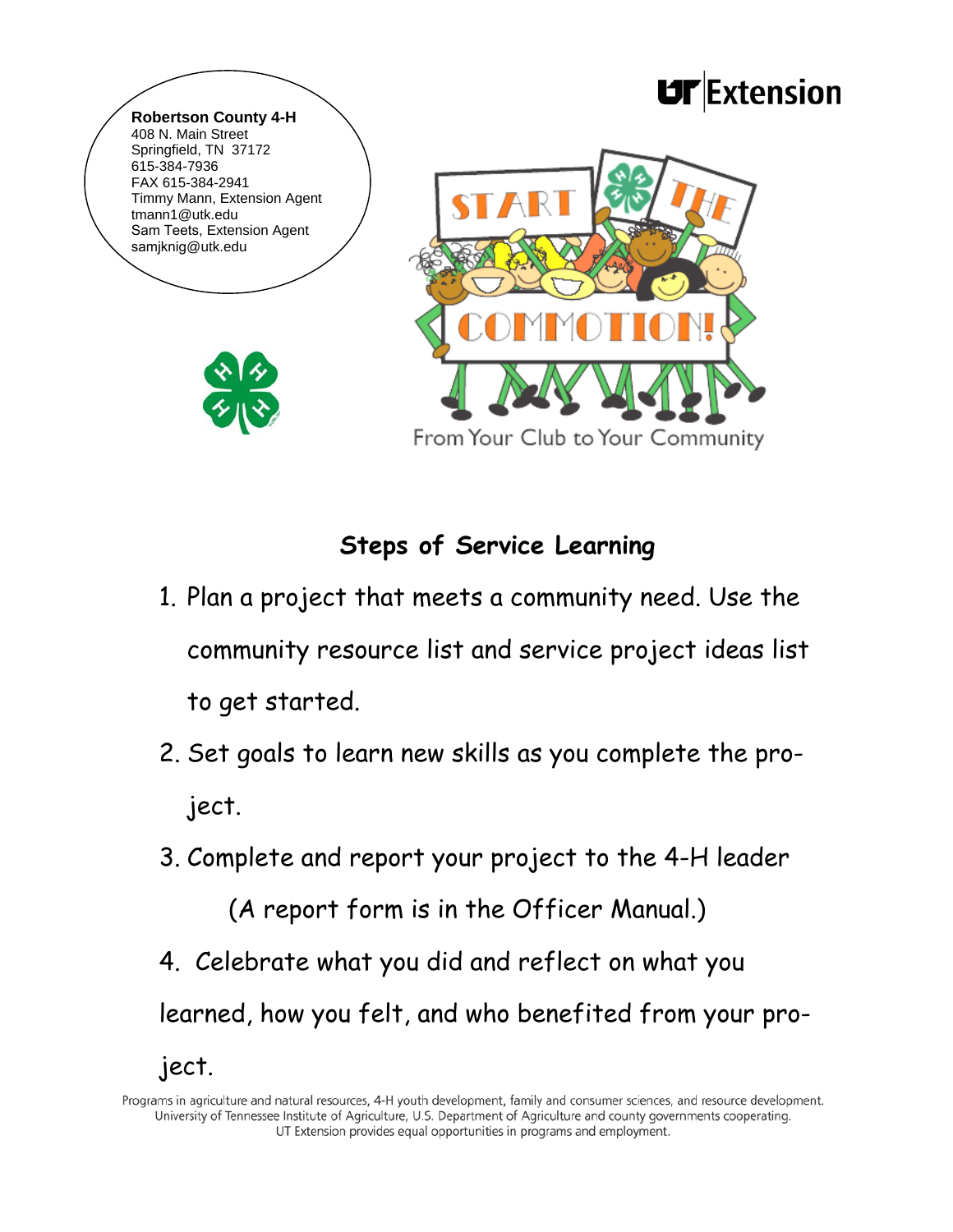**Robertson County 4-H**
408 N. Main Street
Springfield, TN 37172
615-384-7936
FAX 615-384-2941
Timmy Mann, Extension Agent
tmann1@utk.edu
Sam Teets, Extension Agent
samjknig@utk.edu

UT Extension

START THE COMMOTION!

From Your Club to Your Community

## Steps of Service Learning

1. Plan a project that meets a community need. Use the community resource list and service project ideas list to get started.
2. Set goals to learn new skills as you complete the project.
3. Complete and report your project to the 4-H leader (A report form is in the Officer Manual.)
4. Celebrate what you did and reflect on what you learned, how you felt, and who benefited from your project.

Programs in agriculture and natural resources, 4-H youth development, family and consumer sciences, and resource development.
University of Tennessee Institute of Agriculture, U.S. Department of Agriculture and county governments cooperating.
UT Extension provides equal opportunities in programs and employment.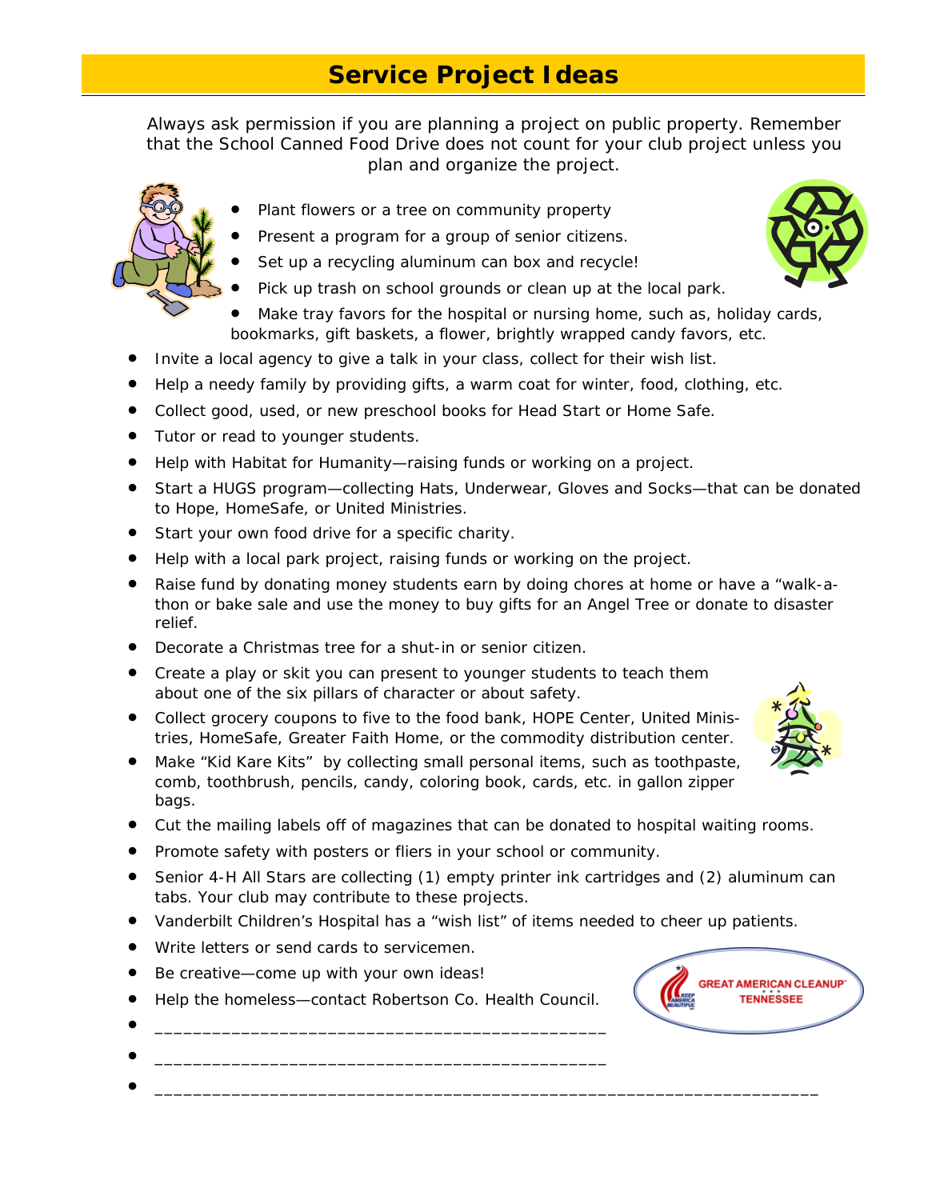# Service Project Ideas

Always ask permission if you are planning a project on public property. Remember that the School Canned Food Drive does not count for your club project unless you plan and organize the project.

- Plant flowers or a tree on community property
- Present a program for a group of senior citizens.
- Set up a recycling aluminum can box and recycle!
- Pick up trash on school grounds or clean up at the local park.
- Make tray favors for the hospital or nursing home, such as, holiday cards, bookmarks, gift baskets, a flower, brightly wrapped candy favors, etc.
- Invite a local agency to give a talk in your class, collect for their wish list.
- Help a needy family by providing gifts, a warm coat for winter, food, clothing, etc.
- Collect good, used, or new preschool books for Head Start or Home Safe.
- Tutor or read to younger students.
- Help with Habitat for Humanity—raising funds or working on a project.
- Start a HUGS program—collecting Hats, Underwear, Gloves and Socks—that can be donated to Hope, HomeSafe, or United Ministries.
- Start your own food drive for a specific charity.
- Help with a local park project, raising funds or working on the project.
- Raise fund by donating money students earn by doing chores at home or have a "walk-a-thon or bake sale and use the money to buy gifts for an Angel Tree or donate to disaster relief.
- Decorate a Christmas tree for a shut-in or senior citizen.
- Create a play or skit you can present to younger students to teach them about one of the six pillars of character or about safety.
- Collect grocery coupons to five to the food bank, HOPE Center, United Ministries, HomeSafe, Greater Faith Home, or the commodity distribution center.
- Make "Kid Kare Kits" by collecting small personal items, such as toothpaste, comb, toothbrush, pencils, candy, coloring book, cards, etc. in gallon zipper bags.
- Cut the mailing labels off of magazines that can be donated to hospital waiting rooms.
- Promote safety with posters or fliers in your school or community.
- Senior 4-H All Stars are collecting (1) empty printer ink cartridges and (2) aluminum can tabs. Your club may contribute to these projects.
- Vanderbilt Children's Hospital has a "wish list" of items needed to cheer up patients.
- Write letters or send cards to servicemen.
- Be creative—come up with your own ideas!
- Help the homeless—contact Robertson Co. Health Council.
- ______________________________________________
- ______________________________________________
- ____________________________________________________________________

GREAT AMERICAN CLEANUP TENNESSEE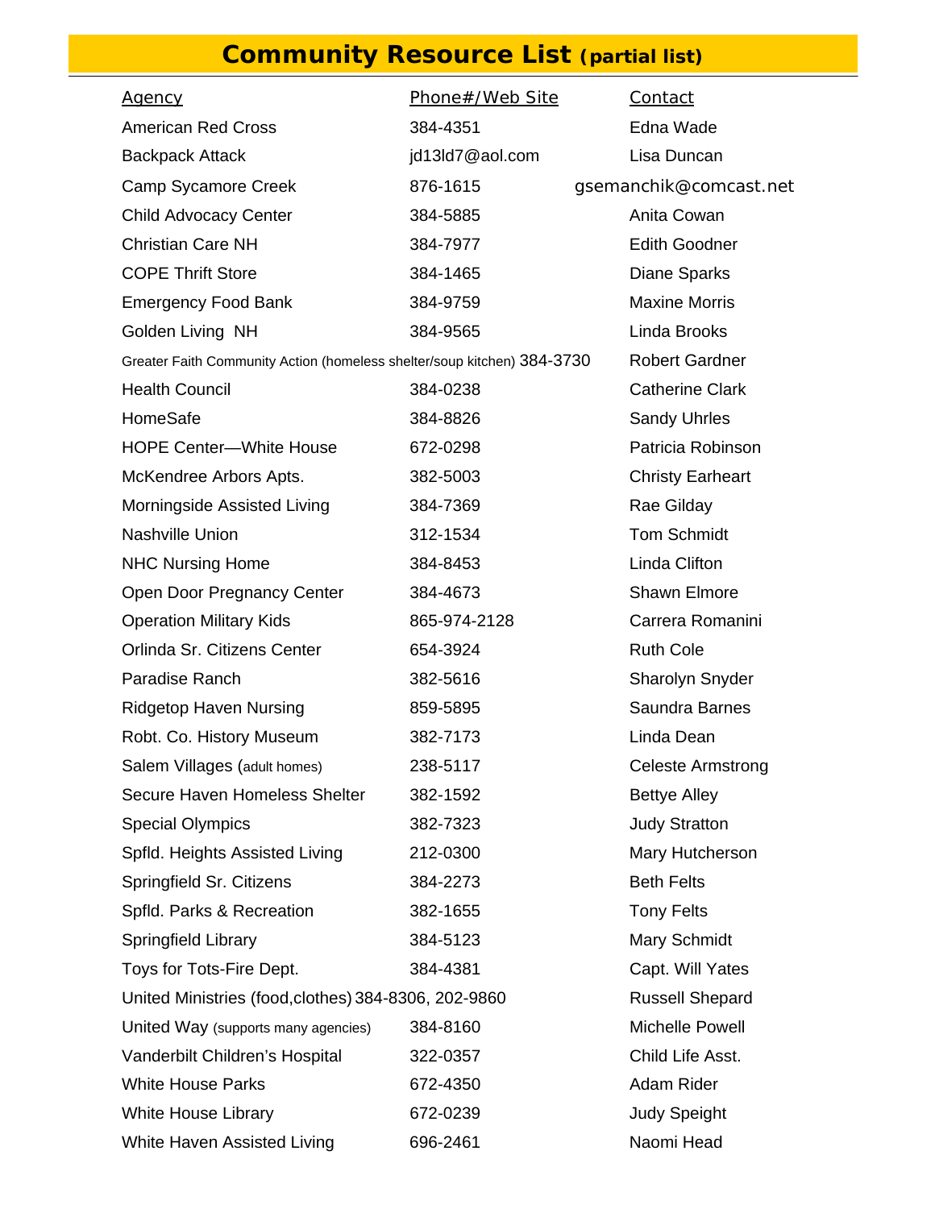# Community Resource List (partial list)

| Agency | Phone#/Web Site | Contact |
|---|---|---|
| American Red Cross | 384-4351 | Edna Wade |
| Backpack Attack | jd13ld7@aol.com | Lisa Duncan |
| Camp Sycamore Creek | 876-1615 | gsemanchik@comcast.net |
| Child Advocacy Center | 384-5885 | Anita Cowan |
| Christian Care NH | 384-7977 | Edith Goodner |
| COPE Thrift Store | 384-1465 | Diane Sparks |
| Emergency Food Bank | 384-9759 | Maxine Morris |
| Golden Living NH | 384-9565 | Linda Brooks |
| Greater Faith Community Action (homeless shelter/soup kitchen) | 384-3730 | Robert Gardner |
| Health Council | 384-0238 | Catherine Clark |
| HomeSafe | 384-8826 | Sandy Uhrles |
| HOPE Center—White House | 672-0298 | Patricia Robinson |
| McKendree Arbors Apts. | 382-5003 | Christy Earheart |
| Morningside Assisted Living | 384-7369 | Rae Gilday |
| Nashville Union | 312-1534 | Tom Schmidt |
| NHC Nursing Home | 384-8453 | Linda Clifton |
| Open Door Pregnancy Center | 384-4673 | Shawn Elmore |
| Operation Military Kids | 865-974-2128 | Carrera Romanini |
| Orlinda Sr. Citizens Center | 654-3924 | Ruth Cole |
| Paradise Ranch | 382-5616 | Sharolyn Snyder |
| Ridgetop Haven Nursing | 859-5895 | Saundra Barnes |
| Robt. Co. History Museum | 382-7173 | Linda Dean |
| Salem Villages (adult homes) | 238-5117 | Celeste Armstrong |
| Secure Haven Homeless Shelter | 382-1592 | Bettye Alley |
| Special Olympics | 382-7323 | Judy Stratton |
| Spfld. Heights Assisted Living | 212-0300 | Mary Hutcherson |
| Springfield Sr. Citizens | 384-2273 | Beth Felts |
| Spfld. Parks & Recreation | 382-1655 | Tony Felts |
| Springfield Library | 384-5123 | Mary Schmidt |
| Toys for Tots-Fire Dept. | 384-4381 | Capt. Will Yates |
| United Ministries (food,clothes) | 384-8306, 202-9860 | Russell Shepard |
| United Way (supports many agencies) | 384-8160 | Michelle Powell |
| Vanderbilt Children's Hospital | 322-0357 | Child Life Asst. |
| White House Parks | 672-4350 | Adam Rider |
| White House Library | 672-0239 | Judy Speight |
| White Haven Assisted Living | 696-2461 | Naomi Head |